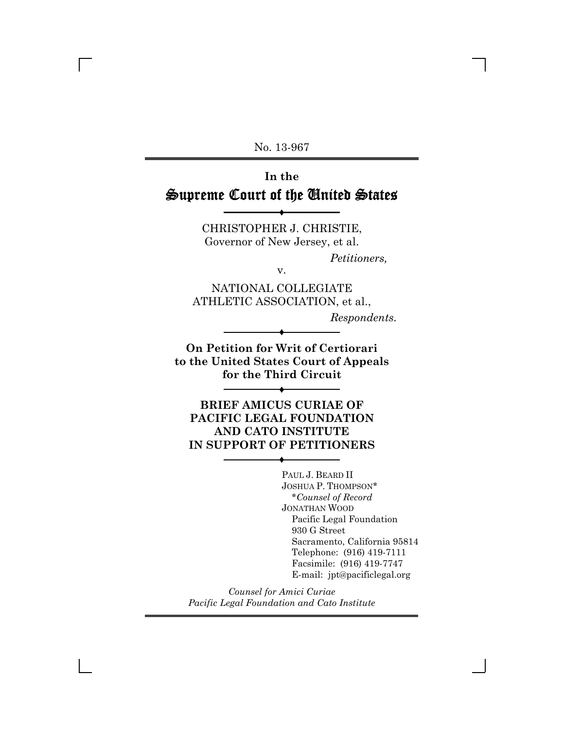No. 13-967

# In the Supreme Court of the United States

CHRISTOPHER J. CHRISTIE,
Governor of New Jersey, et al.

*Petitioners,*

v.

NATIONAL COLLEGIATE ATHLETIC ASSOCIATION, et al.,

*Respondents.*

**On Petition for Writ of Certiorari to the United States Court of Appeals for the Third Circuit**

## BRIEF AMICUS CURIAE OF PACIFIC LEGAL FOUNDATION AND CATO INSTITUTE IN SUPPORT OF PETITIONERS

PAUL J. BEARD II
JOSHUA P. THOMPSON*
*\*Counsel of Record*
JONATHAN WOOD
Pacific Legal Foundation
930 G Street
Sacramento, California 95814
Telephone: (916) 419-7111
Facsimile: (916) 419-7747
E-mail: jpt@pacificlegal.org

*Counsel for Amici Curiae*
*Pacific Legal Foundation and Cato Institute*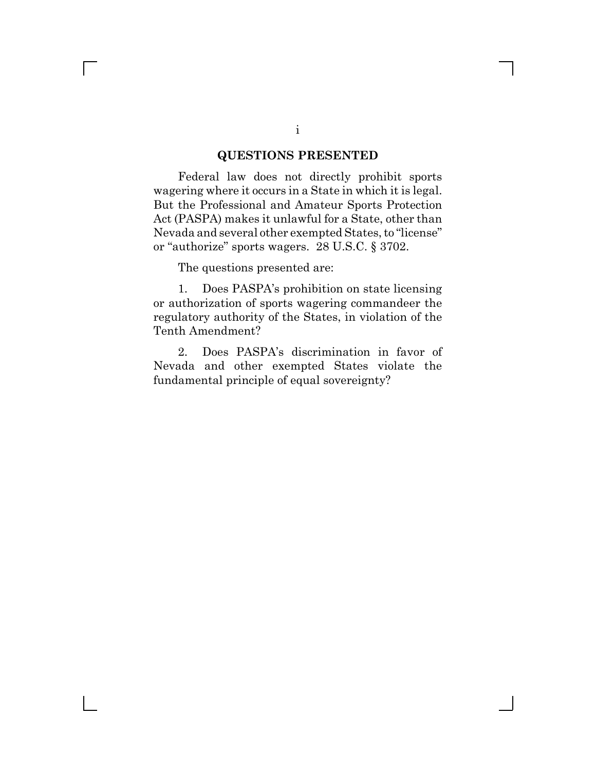## QUESTIONS PRESENTED

Federal law does not directly prohibit sports wagering where it occurs in a State in which it is legal. But the Professional and Amateur Sports Protection Act (PASPA) makes it unlawful for a State, other than Nevada and several other exempted States, to "license" or "authorize" sports wagers. 28 U.S.C. § 3702.

The questions presented are:

1. Does PASPA's prohibition on state licensing or authorization of sports wagering commandeer the regulatory authority of the States, in violation of the Tenth Amendment?

2. Does PASPA's discrimination in favor of Nevada and other exempted States violate the fundamental principle of equal sovereignty?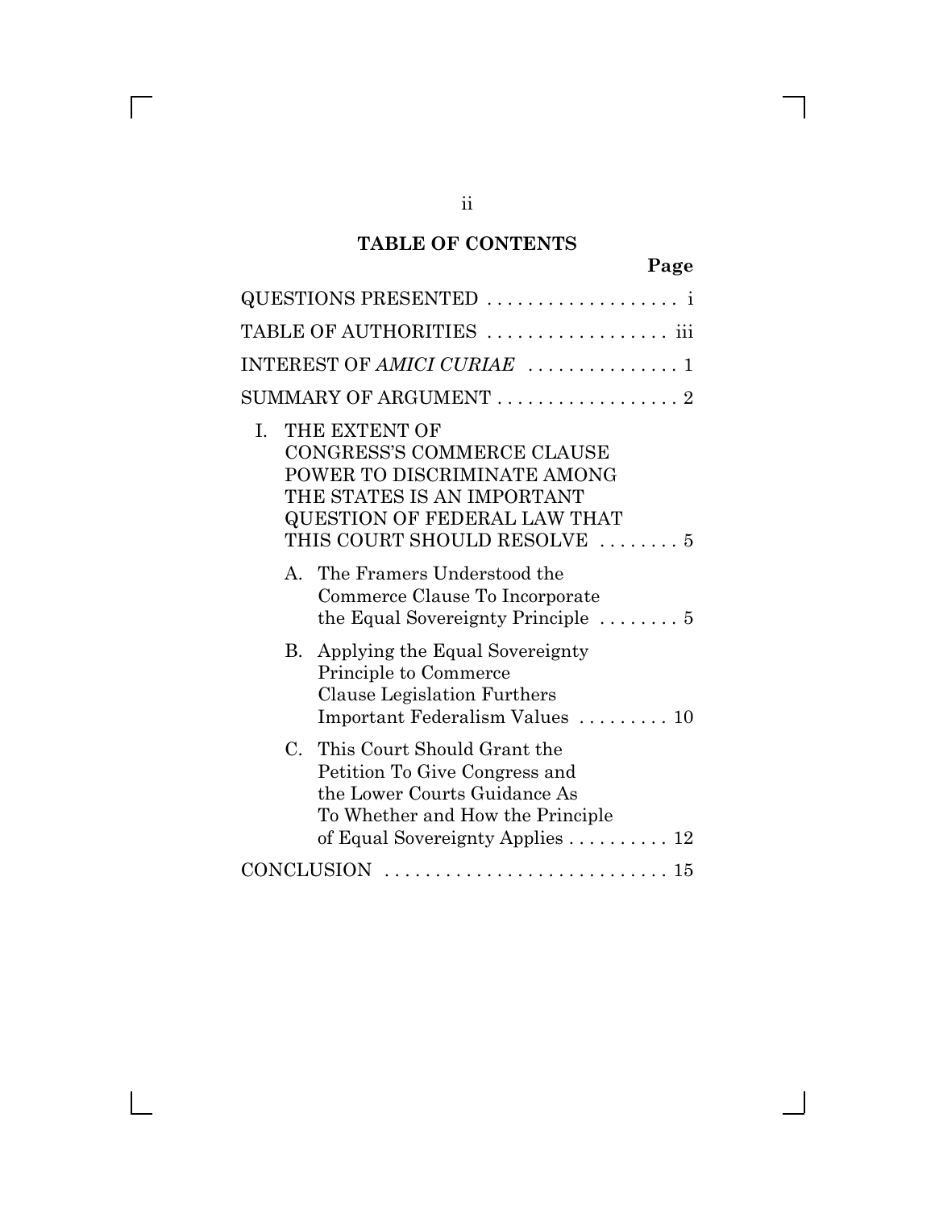# TABLE OF CONTENTS

| | Page |
|---|---|
| QUESTIONS PRESENTED | i |
| TABLE OF AUTHORITIES | iii |
| INTEREST OF *AMICI CURIAE* | 1 |
| SUMMARY OF ARGUMENT | 2 |
| I. THE EXTENT OF CONGRESS'S COMMERCE CLAUSE POWER TO DISCRIMINATE AMONG THE STATES IS AN IMPORTANT QUESTION OF FEDERAL LAW THAT THIS COURT SHOULD RESOLVE | 5 |
| A. The Framers Understood the Commerce Clause To Incorporate the Equal Sovereignty Principle | 5 |
| B. Applying the Equal Sovereignty Principle to Commerce Clause Legislation Furthers Important Federalism Values | 10 |
| C. This Court Should Grant the Petition To Give Congress and the Lower Courts Guidance As To Whether and How the Principle of Equal Sovereignty Applies | 12 |
| CONCLUSION | 15 |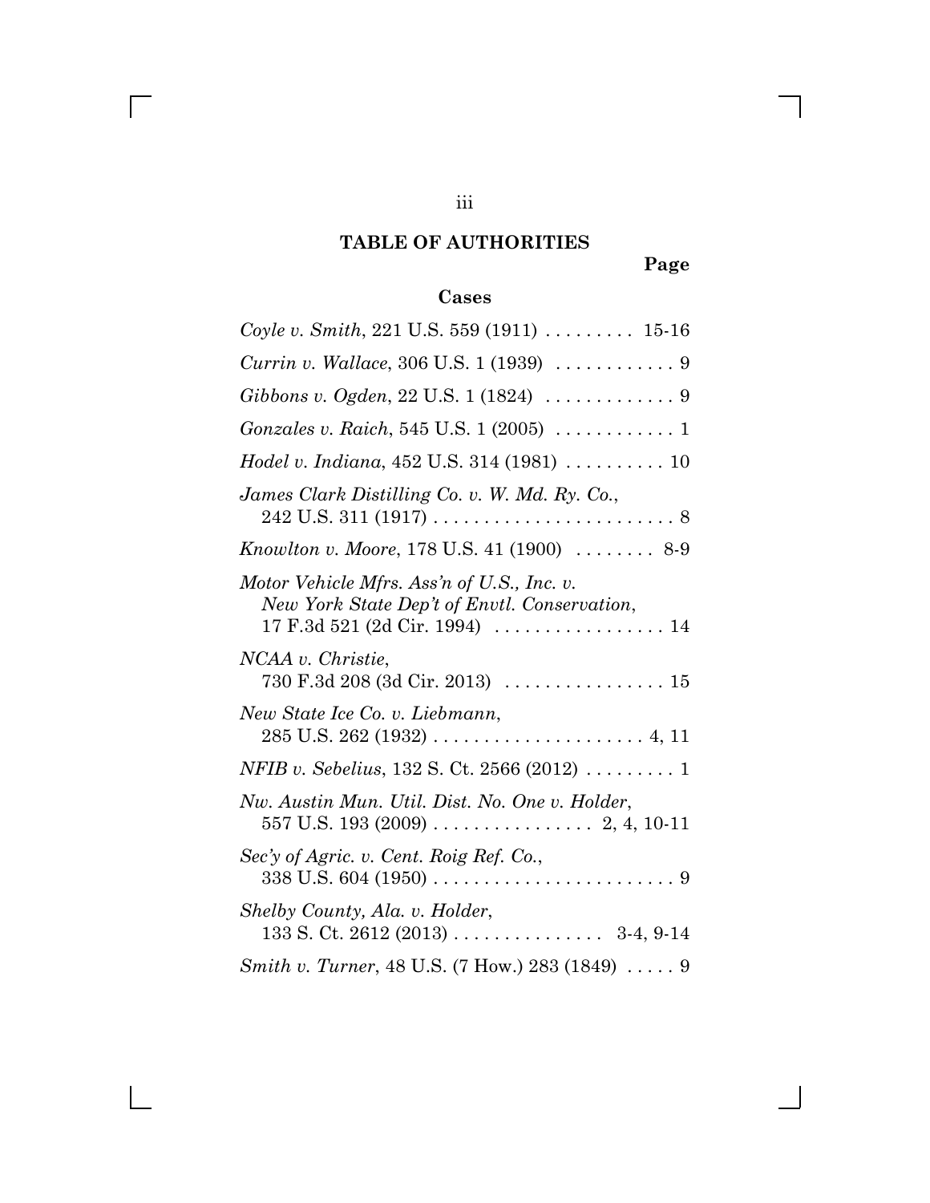# TABLE OF AUTHORITIES

**Page**

## Cases

*Coyle v. Smith*, 221 U.S. 559 (1911) . . . . . . . . . 15-16

*Currin v. Wallace*, 306 U.S. 1 (1939) . . . . . . . . . . . . 9

*Gibbons v. Ogden*, 22 U.S. 1 (1824) . . . . . . . . . . . . . 9

*Gonzales v. Raich*, 545 U.S. 1 (2005) . . . . . . . . . . . . 1

*Hodel v. Indiana*, 452 U.S. 314 (1981) . . . . . . . . . . 10

*James Clark Distilling Co. v. W. Md. Ry. Co.*, 242 U.S. 311 (1917) . . . . . . . . . . . . . . . . . . . . . . . . 8

*Knowlton v. Moore*, 178 U.S. 41 (1900) . . . . . . . . 8-9

*Motor Vehicle Mfrs. Ass'n of U.S., Inc. v. New York State Dep't of Envtl. Conservation*, 17 F.3d 521 (2d Cir. 1994) . . . . . . . . . . . . . . . . . 14

*NCAA v. Christie*, 730 F.3d 208 (3d Cir. 2013) . . . . . . . . . . . . . . . . 15

*New State Ice Co. v. Liebmann*, 285 U.S. 262 (1932) . . . . . . . . . . . . . . . . . . . . . 4, 11

*NFIB v. Sebelius*, 132 S. Ct. 2566 (2012) . . . . . . . . . 1

*Nw. Austin Mun. Util. Dist. No. One v. Holder*, 557 U.S. 193 (2009) . . . . . . . . . . . . . . . . 2, 4, 10-11

*Sec'y of Agric. v. Cent. Roig Ref. Co.*, 338 U.S. 604 (1950) . . . . . . . . . . . . . . . . . . . . . . . . 9

*Shelby County, Ala. v. Holder*, 133 S. Ct. 2612 (2013) . . . . . . . . . . . . . . . 3-4, 9-14

*Smith v. Turner*, 48 U.S. (7 How.) 283 (1849) . . . . . 9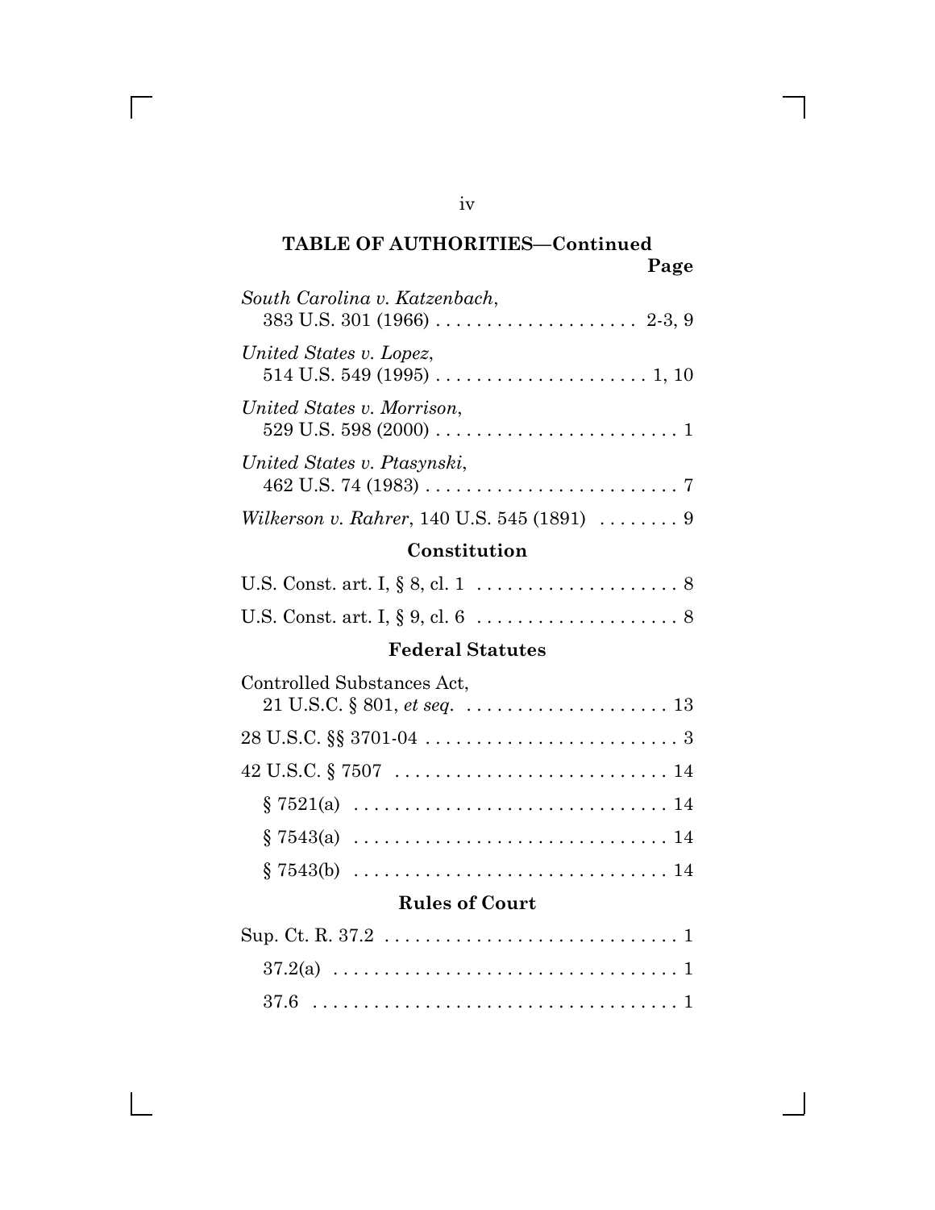**TABLE OF AUTHORITIES—Continued**

**Page**

*South Carolina v. Katzenbach*, 383 U.S. 301 (1966) . . . . . . . . . . . . . . . . . . . . 2-3, 9

*United States v. Lopez*, 514 U.S. 549 (1995) . . . . . . . . . . . . . . . . . . . . . 1, 10

*United States v. Morrison*, 529 U.S. 598 (2000) . . . . . . . . . . . . . . . . . . . . . . . . 1

*United States v. Ptasynski*, 462 U.S. 74 (1983) . . . . . . . . . . . . . . . . . . . . . . . . . 7

*Wilkerson v. Rahrer*, 140 U.S. 545 (1891) . . . . . . . . 9

## Constitution

U.S. Const. art. I, § 8, cl. 1 . . . . . . . . . . . . . . . . . . . . 8

U.S. Const. art. I, § 9, cl. 6 . . . . . . . . . . . . . . . . . . . . 8

## Federal Statutes

Controlled Substances Act, 21 U.S.C. § 801, *et seq.* . . . . . . . . . . . . . . . . . . . . 13

28 U.S.C. §§ 3701-04 . . . . . . . . . . . . . . . . . . . . . . . . . 3

42 U.S.C. § 7507 . . . . . . . . . . . . . . . . . . . . . . . . . . . 14

§ 7521(a) . . . . . . . . . . . . . . . . . . . . . . . . . . . . . . 14

§ 7543(a) . . . . . . . . . . . . . . . . . . . . . . . . . . . . . . 14

§ 7543(b) . . . . . . . . . . . . . . . . . . . . . . . . . . . . . . 14

## Rules of Court

Sup. Ct. R. 37.2 . . . . . . . . . . . . . . . . . . . . . . . . . . . . 1

37.2(a) . . . . . . . . . . . . . . . . . . . . . . . . . . . . . . . . . 1

37.6 . . . . . . . . . . . . . . . . . . . . . . . . . . . . . . . . . . . 1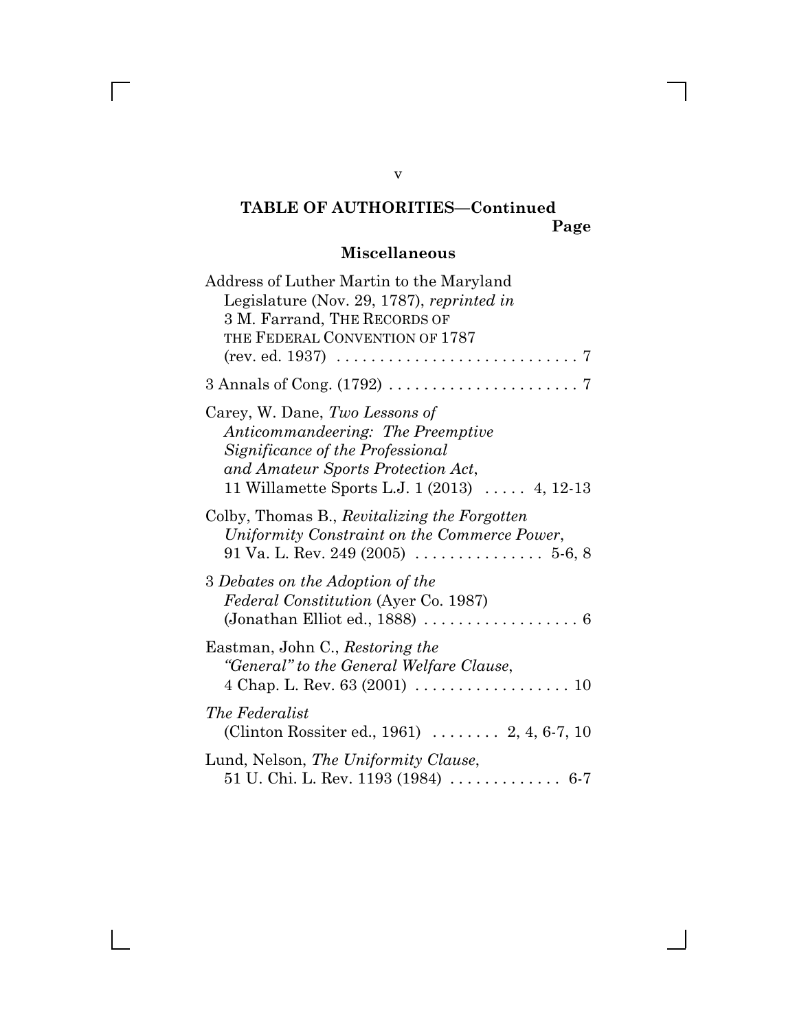## TABLE OF AUTHORITIES—Continued

Page

### Miscellaneous

Address of Luther Martin to the Maryland Legislature (Nov. 29, 1787), *reprinted in* 3 M. Farrand, THE RECORDS OF THE FEDERAL CONVENTION OF 1787 (rev. ed. 1937) . . . . . . . . . . . . . . . . . . . . . . . . . . . . 7

3 Annals of Cong. (1792) . . . . . . . . . . . . . . . . . . . . . . 7

Carey, W. Dane, *Two Lessons of Anticommandeering: The Preemptive Significance of the Professional and Amateur Sports Protection Act*, 11 Willamette Sports L.J. 1 (2013) . . . . . 4, 12-13

Colby, Thomas B., *Revitalizing the Forgotten Uniformity Constraint on the Commerce Power*, 91 Va. L. Rev. 249 (2005) . . . . . . . . . . . . . . . 5-6, 8

3 *Debates on the Adoption of the Federal Constitution* (Ayer Co. 1987) (Jonathan Elliot ed., 1888) . . . . . . . . . . . . . . . . . . 6

Eastman, John C., *Restoring the "General" to the General Welfare Clause*, 4 Chap. L. Rev. 63 (2001) . . . . . . . . . . . . . . . . . . 10

*The Federalist* (Clinton Rossiter ed., 1961) . . . . . . . . 2, 4, 6-7, 10

Lund, Nelson, *The Uniformity Clause*, 51 U. Chi. L. Rev. 1193 (1984) . . . . . . . . . . . . . 6-7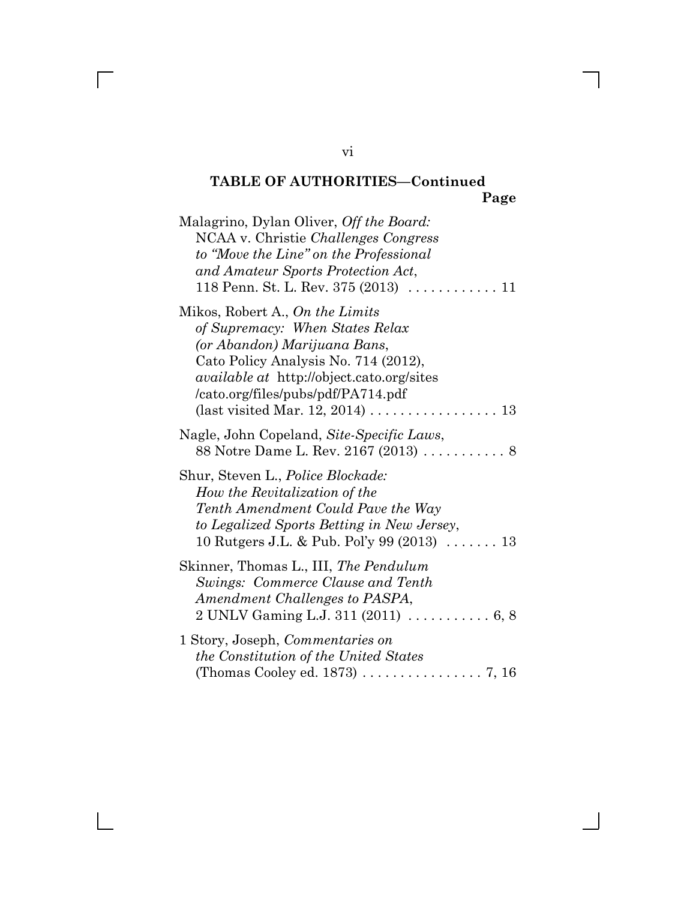## TABLE OF AUTHORITIES—Continued

**Page**

Malagrino, Dylan Oliver, *Off the Board:* NCAA v. Christie *Challenges Congress to "Move the Line" on the Professional and Amateur Sports Protection Act*, 118 Penn. St. L. Rev. 375 (2013) . . . . . . . . . . . . 11

Mikos, Robert A., *On the Limits of Supremacy: When States Relax (or Abandon) Marijuana Bans*, Cato Policy Analysis No. 714 (2012), *available at* http://object.cato.org/sites/cato.org/files/pubs/pdf/PA714.pdf (last visited Mar. 12, 2014) . . . . . . . . . . . . . . . . . 13

Nagle, John Copeland, *Site-Specific Laws*, 88 Notre Dame L. Rev. 2167 (2013) . . . . . . . . . . . 8

Shur, Steven L., *Police Blockade: How the Revitalization of the Tenth Amendment Could Pave the Way to Legalized Sports Betting in New Jersey*, 10 Rutgers J.L. & Pub. Pol'y 99 (2013) . . . . . . . 13

Skinner, Thomas L., III, *The Pendulum Swings: Commerce Clause and Tenth Amendment Challenges to PASPA*, 2 UNLV Gaming L.J. 311 (2011) . . . . . . . . . . . 6, 8

1 Story, Joseph, *Commentaries on the Constitution of the United States* (Thomas Cooley ed. 1873) . . . . . . . . . . . . . . . . 7, 16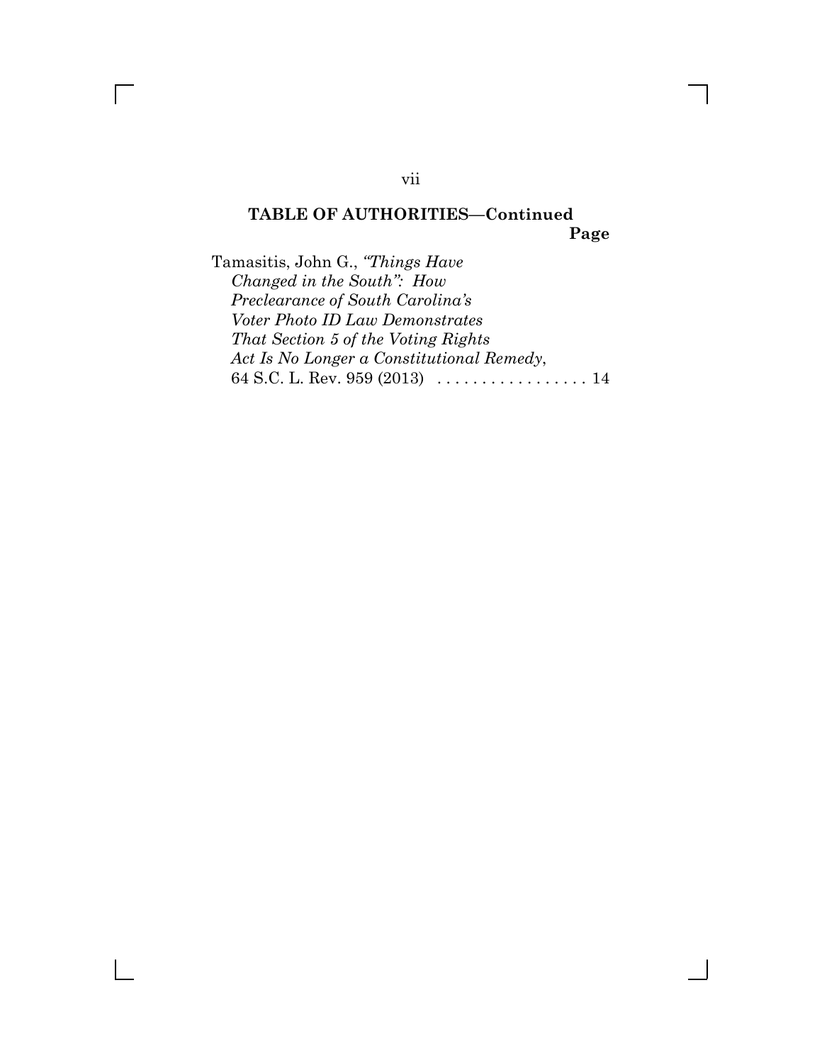## TABLE OF AUTHORITIES—Continued

Page

Tamasitis, John G., *"Things Have Changed in the South": How Preclearance of South Carolina's Voter Photo ID Law Demonstrates That Section 5 of the Voting Rights Act Is No Longer a Constitutional Remedy*, 64 S.C. L. Rev. 959 (2013) . . . . . . . . . . . . . . . . . 14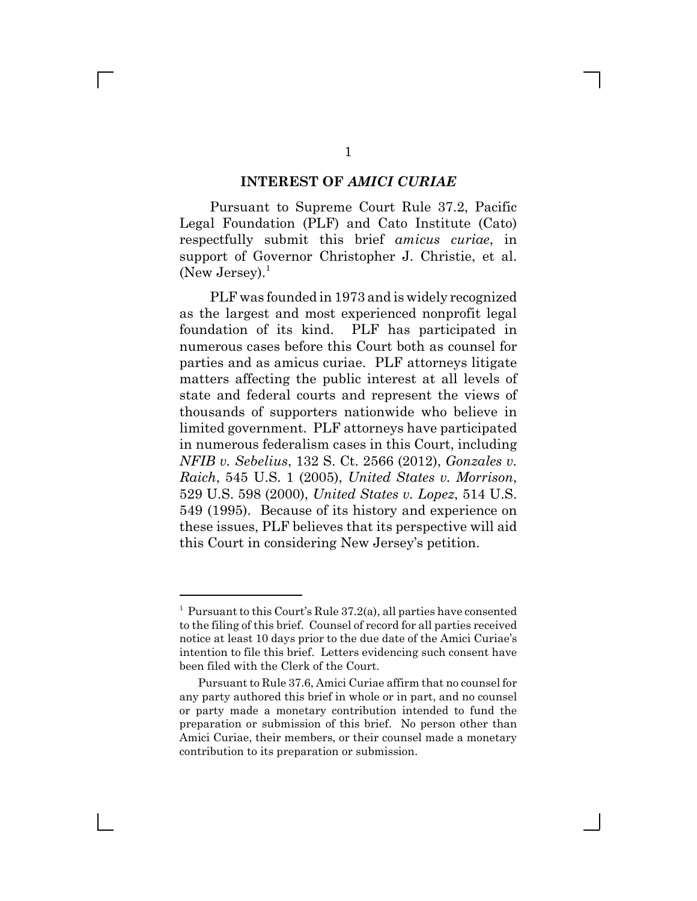## INTEREST OF *AMICI CURIAE*

Pursuant to Supreme Court Rule 37.2, Pacific Legal Foundation (PLF) and Cato Institute (Cato) respectfully submit this brief *amicus curiae*, in support of Governor Christopher J. Christie, et al. (New Jersey).[1]

PLF was founded in 1973 and is widely recognized as the largest and most experienced nonprofit legal foundation of its kind. PLF has participated in numerous cases before this Court both as counsel for parties and as amicus curiae. PLF attorneys litigate matters affecting the public interest at all levels of state and federal courts and represent the views of thousands of supporters nationwide who believe in limited government. PLF attorneys have participated in numerous federalism cases in this Court, including *NFIB v. Sebelius*, 132 S. Ct. 2566 (2012), *Gonzales v. Raich*, 545 U.S. 1 (2005), *United States v. Morrison*, 529 U.S. 598 (2000), *United States v. Lopez*, 514 U.S. 549 (1995). Because of its history and experience on these issues, PLF believes that its perspective will aid this Court in considering New Jersey's petition.

---

[1] Pursuant to this Court's Rule 37.2(a), all parties have consented to the filing of this brief. Counsel of record for all parties received notice at least 10 days prior to the due date of the Amici Curiae's intention to file this brief. Letters evidencing such consent have been filed with the Clerk of the Court.

Pursuant to Rule 37.6, Amici Curiae affirm that no counsel for any party authored this brief in whole or in part, and no counsel or party made a monetary contribution intended to fund the preparation or submission of this brief. No person other than Amici Curiae, their members, or their counsel made a monetary contribution to its preparation or submission.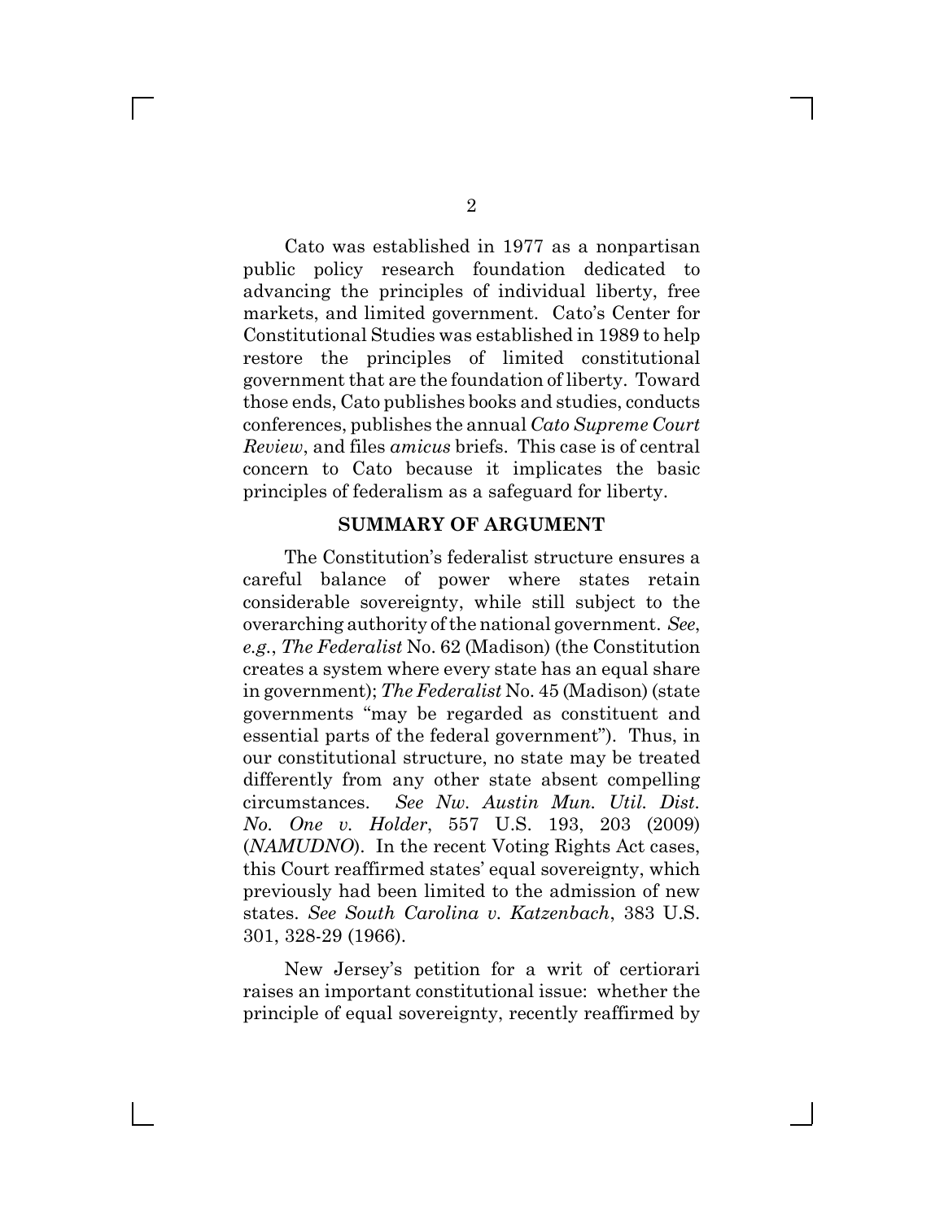Cato was established in 1977 as a nonpartisan public policy research foundation dedicated to advancing the principles of individual liberty, free markets, and limited government. Cato's Center for Constitutional Studies was established in 1989 to help restore the principles of limited constitutional government that are the foundation of liberty. Toward those ends, Cato publishes books and studies, conducts conferences, publishes the annual *Cato Supreme Court Review*, and files *amicus* briefs. This case is of central concern to Cato because it implicates the basic principles of federalism as a safeguard for liberty.

## SUMMARY OF ARGUMENT

The Constitution's federalist structure ensures a careful balance of power where states retain considerable sovereignty, while still subject to the overarching authority of the national government. *See*, *e.g.*, *The Federalist* No. 62 (Madison) (the Constitution creates a system where every state has an equal share in government); *The Federalist* No. 45 (Madison) (state governments "may be regarded as constituent and essential parts of the federal government"). Thus, in our constitutional structure, no state may be treated differently from any other state absent compelling circumstances. *See Nw. Austin Mun. Util. Dist. No. One v. Holder*, 557 U.S. 193, 203 (2009) (*NAMUDNO*). In the recent Voting Rights Act cases, this Court reaffirmed states' equal sovereignty, which previously had been limited to the admission of new states. *See South Carolina v. Katzenbach*, 383 U.S. 301, 328-29 (1966).

New Jersey's petition for a writ of certiorari raises an important constitutional issue: whether the principle of equal sovereignty, recently reaffirmed by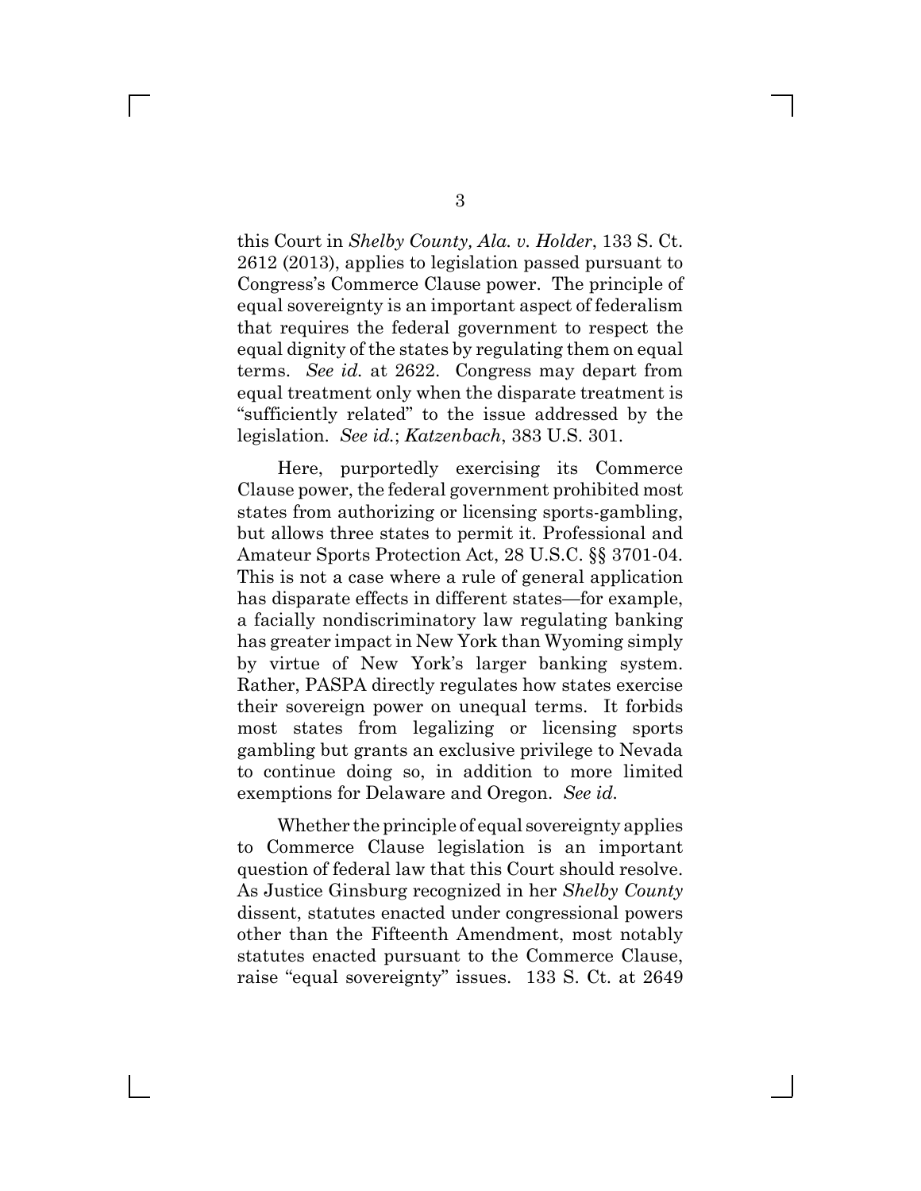this Court in *Shelby County, Ala. v. Holder*, 133 S. Ct. 2612 (2013), applies to legislation passed pursuant to Congress's Commerce Clause power. The principle of equal sovereignty is an important aspect of federalism that requires the federal government to respect the equal dignity of the states by regulating them on equal terms. *See id.* at 2622. Congress may depart from equal treatment only when the disparate treatment is "sufficiently related" to the issue addressed by the legislation. *See id.*; *Katzenbach*, 383 U.S. 301.

Here, purportedly exercising its Commerce Clause power, the federal government prohibited most states from authorizing or licensing sports-gambling, but allows three states to permit it. Professional and Amateur Sports Protection Act, 28 U.S.C. §§ 3701-04. This is not a case where a rule of general application has disparate effects in different states—for example, a facially nondiscriminatory law regulating banking has greater impact in New York than Wyoming simply by virtue of New York's larger banking system. Rather, PASPA directly regulates how states exercise their sovereign power on unequal terms. It forbids most states from legalizing or licensing sports gambling but grants an exclusive privilege to Nevada to continue doing so, in addition to more limited exemptions for Delaware and Oregon. *See id.*

Whether the principle of equal sovereignty applies to Commerce Clause legislation is an important question of federal law that this Court should resolve. As Justice Ginsburg recognized in her *Shelby County* dissent, statutes enacted under congressional powers other than the Fifteenth Amendment, most notably statutes enacted pursuant to the Commerce Clause, raise "equal sovereignty" issues. 133 S. Ct. at 2649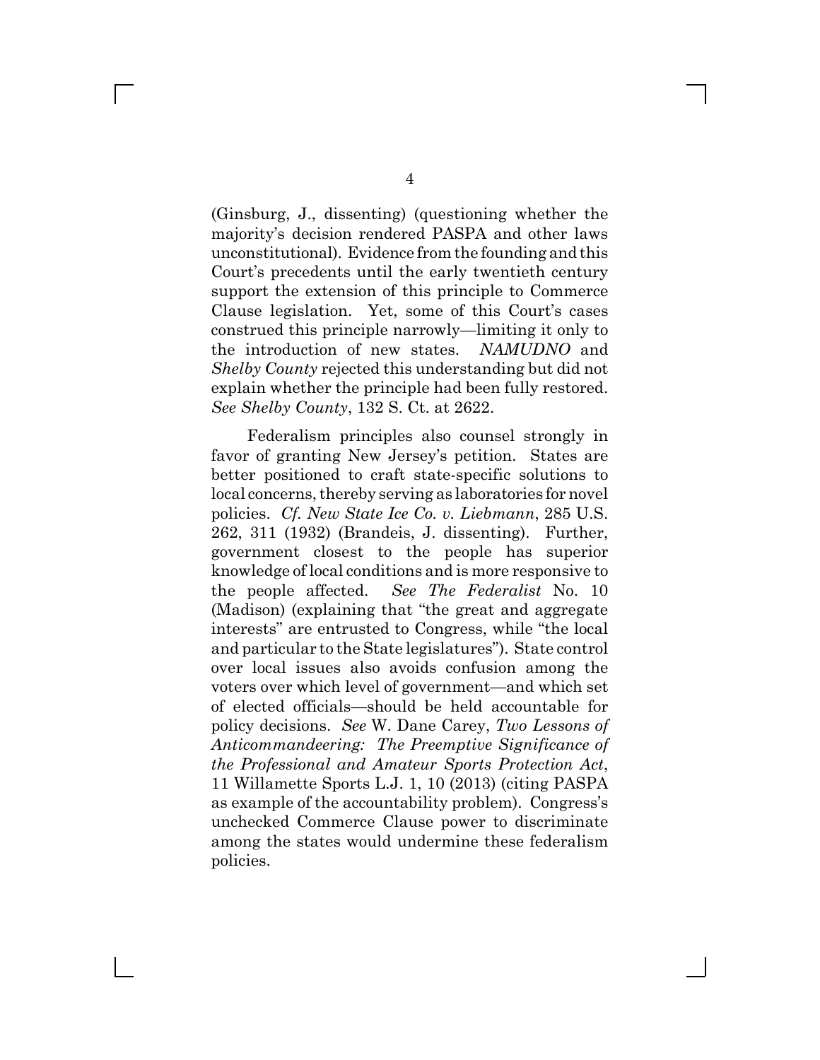(Ginsburg, J., dissenting) (questioning whether the majority's decision rendered PASPA and other laws unconstitutional). Evidence from the founding and this Court's precedents until the early twentieth century support the extension of this principle to Commerce Clause legislation. Yet, some of this Court's cases construed this principle narrowly—limiting it only to the introduction of new states. *NAMUDNO* and *Shelby County* rejected this understanding but did not explain whether the principle had been fully restored. *See Shelby County*, 132 S. Ct. at 2622.

Federalism principles also counsel strongly in favor of granting New Jersey's petition. States are better positioned to craft state-specific solutions to local concerns, thereby serving as laboratories for novel policies. *Cf. New State Ice Co. v. Liebmann*, 285 U.S. 262, 311 (1932) (Brandeis, J. dissenting). Further, government closest to the people has superior knowledge of local conditions and is more responsive to the people affected. *See The Federalist* No. 10 (Madison) (explaining that "the great and aggregate interests" are entrusted to Congress, while "the local and particular to the State legislatures"). State control over local issues also avoids confusion among the voters over which level of government—and which set of elected officials—should be held accountable for policy decisions. *See* W. Dane Carey, *Two Lessons of Anticommandeering: The Preemptive Significance of the Professional and Amateur Sports Protection Act*, 11 Willamette Sports L.J. 1, 10 (2013) (citing PASPA as example of the accountability problem). Congress's unchecked Commerce Clause power to discriminate among the states would undermine these federalism policies.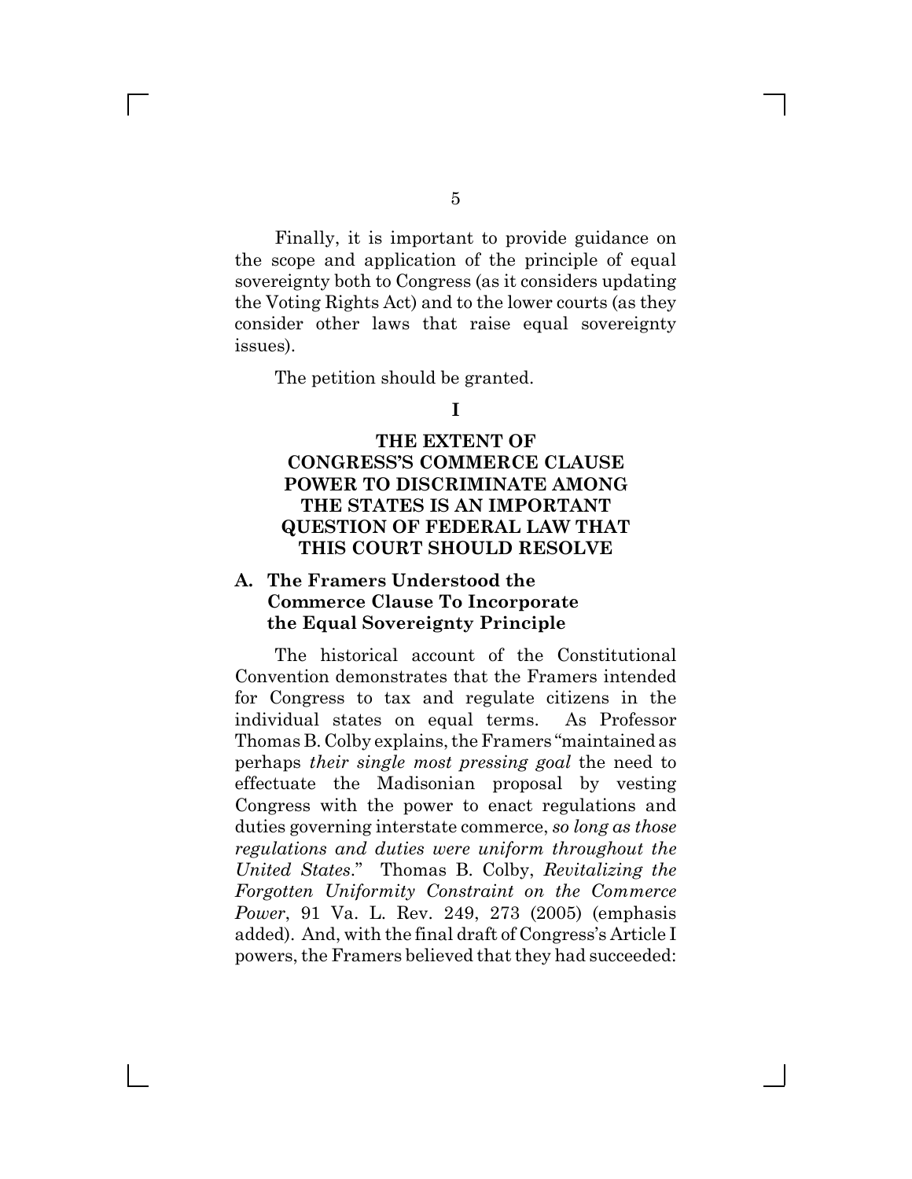Finally, it is important to provide guidance on the scope and application of the principle of equal sovereignty both to Congress (as it considers updating the Voting Rights Act) and to the lower courts (as they consider other laws that raise equal sovereignty issues).

The petition should be granted.

## I

## THE EXTENT OF CONGRESS'S COMMERCE CLAUSE POWER TO DISCRIMINATE AMONG THE STATES IS AN IMPORTANT QUESTION OF FEDERAL LAW THAT THIS COURT SHOULD RESOLVE

### A. The Framers Understood the Commerce Clause To Incorporate the Equal Sovereignty Principle

The historical account of the Constitutional Convention demonstrates that the Framers intended for Congress to tax and regulate citizens in the individual states on equal terms. As Professor Thomas B. Colby explains, the Framers "maintained as perhaps *their single most pressing goal* the need to effectuate the Madisonian proposal by vesting Congress with the power to enact regulations and duties governing interstate commerce, *so long as those regulations and duties were uniform throughout the United States*." Thomas B. Colby, *Revitalizing the Forgotten Uniformity Constraint on the Commerce Power*, 91 Va. L. Rev. 249, 273 (2005) (emphasis added). And, with the final draft of Congress's Article I powers, the Framers believed that they had succeeded: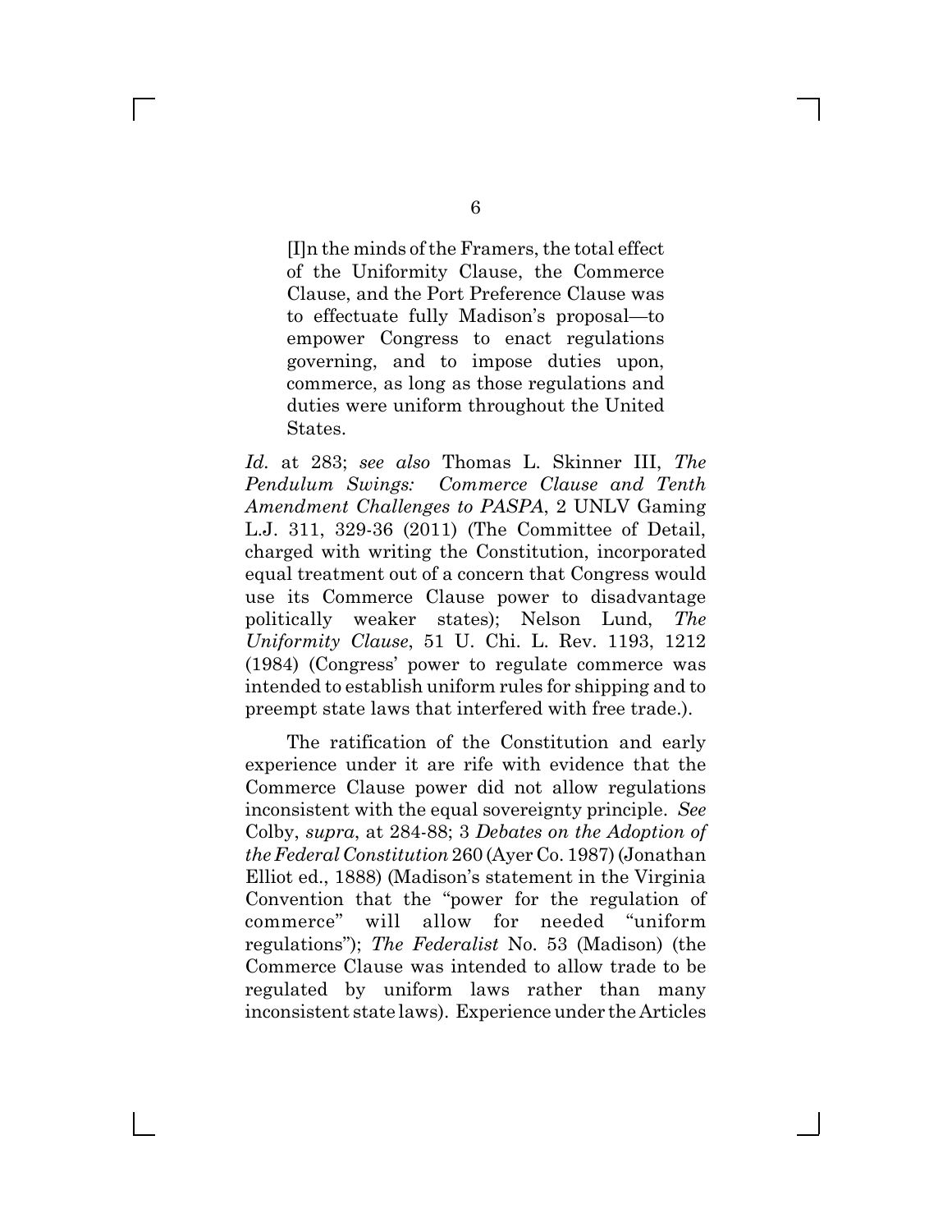> [I]n the minds of the Framers, the total effect of the Uniformity Clause, the Commerce Clause, and the Port Preference Clause was to effectuate fully Madison's proposal—to empower Congress to enact regulations governing, and to impose duties upon, commerce, as long as those regulations and duties were uniform throughout the United States.

*Id.* at 283; *see also* Thomas L. Skinner III, *The Pendulum Swings: Commerce Clause and Tenth Amendment Challenges to PASPA*, 2 UNLV Gaming L.J. 311, 329-36 (2011) (The Committee of Detail, charged with writing the Constitution, incorporated equal treatment out of a concern that Congress would use its Commerce Clause power to disadvantage politically weaker states); Nelson Lund, *The Uniformity Clause*, 51 U. Chi. L. Rev. 1193, 1212 (1984) (Congress' power to regulate commerce was intended to establish uniform rules for shipping and to preempt state laws that interfered with free trade.).

The ratification of the Constitution and early experience under it are rife with evidence that the Commerce Clause power did not allow regulations inconsistent with the equal sovereignty principle. *See* Colby, *supra*, at 284-88; 3 *Debates on the Adoption of the Federal Constitution* 260 (Ayer Co. 1987) (Jonathan Elliot ed., 1888) (Madison's statement in the Virginia Convention that the "power for the regulation of commerce" will allow for needed "uniform regulations"); *The Federalist* No. 53 (Madison) (the Commerce Clause was intended to allow trade to be regulated by uniform laws rather than many inconsistent state laws). Experience under the Articles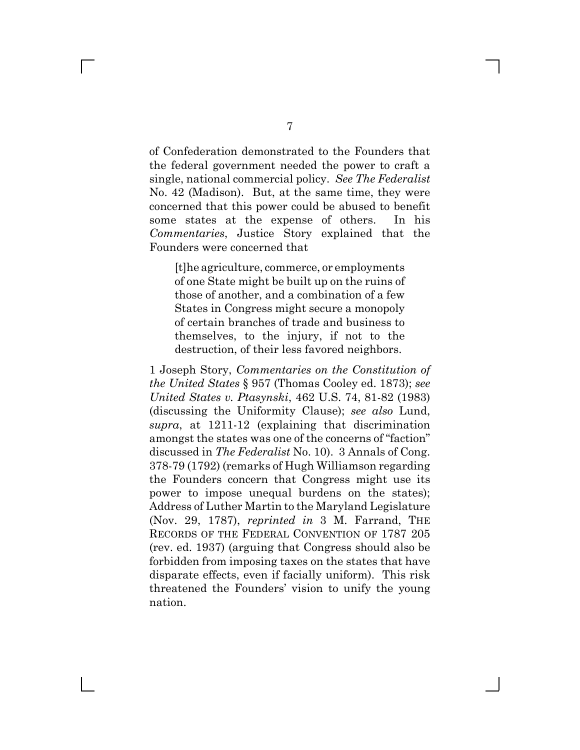of Confederation demonstrated to the Founders that the federal government needed the power to craft a single, national commercial policy. *See The Federalist* No. 42 (Madison). But, at the same time, they were concerned that this power could be abused to benefit some states at the expense of others. In his *Commentaries*, Justice Story explained that the Founders were concerned that

> [t]he agriculture, commerce, or employments of one State might be built up on the ruins of those of another, and a combination of a few States in Congress might secure a monopoly of certain branches of trade and business to themselves, to the injury, if not to the destruction, of their less favored neighbors.

1 Joseph Story, *Commentaries on the Constitution of the United States* § 957 (Thomas Cooley ed. 1873); *see United States v. Ptasynski*, 462 U.S. 74, 81-82 (1983) (discussing the Uniformity Clause); *see also* Lund, *supra*, at 1211-12 (explaining that discrimination amongst the states was one of the concerns of "faction" discussed in *The Federalist* No. 10). 3 Annals of Cong. 378-79 (1792) (remarks of Hugh Williamson regarding the Founders concern that Congress might use its power to impose unequal burdens on the states); Address of Luther Martin to the Maryland Legislature (Nov. 29, 1787), *reprinted in* 3 M. Farrand, THE RECORDS OF THE FEDERAL CONVENTION OF 1787 205 (rev. ed. 1937) (arguing that Congress should also be forbidden from imposing taxes on the states that have disparate effects, even if facially uniform). This risk threatened the Founders' vision to unify the young nation.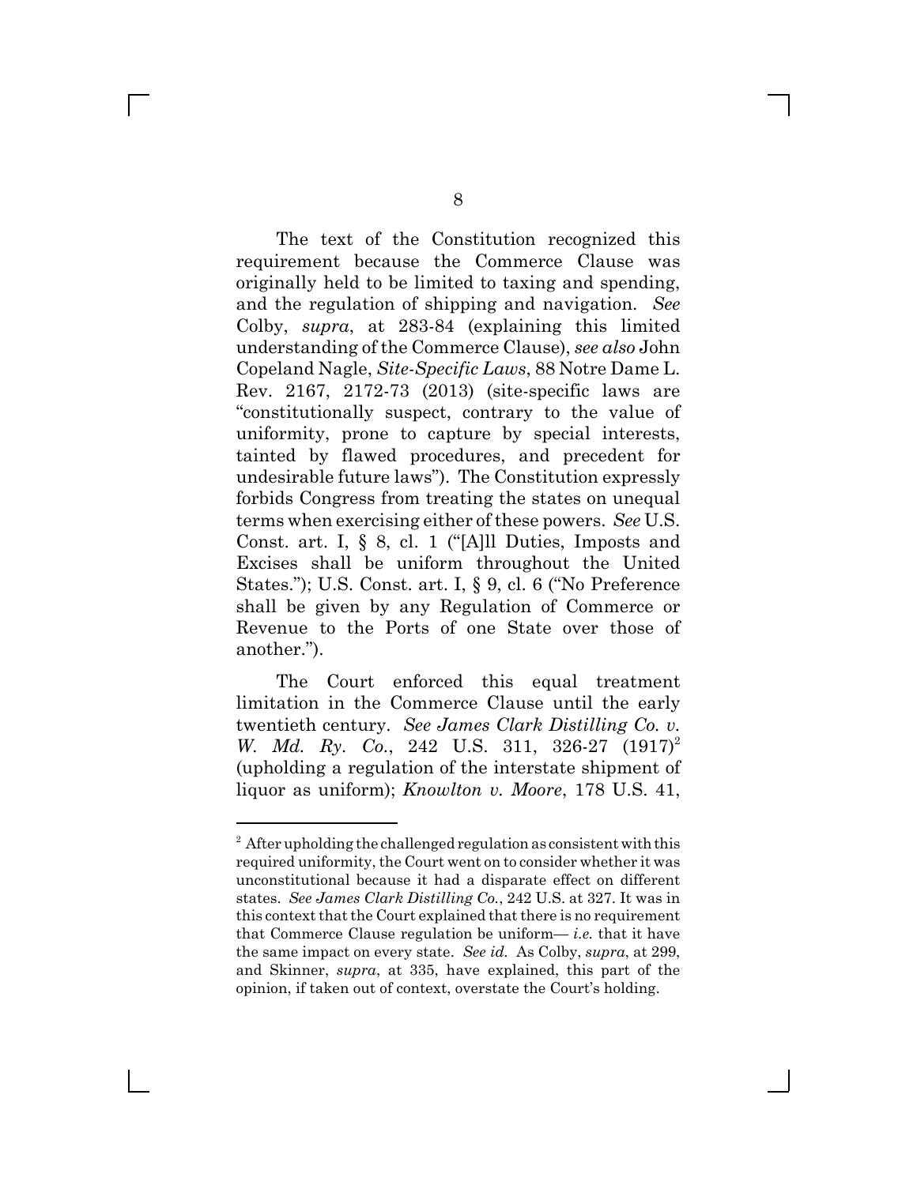The text of the Constitution recognized this requirement because the Commerce Clause was originally held to be limited to taxing and spending, and the regulation of shipping and navigation. *See* Colby, *supra*, at 283-84 (explaining this limited understanding of the Commerce Clause), *see also* John Copeland Nagle, *Site-Specific Laws*, 88 Notre Dame L. Rev. 2167, 2172-73 (2013) (site-specific laws are "constitutionally suspect, contrary to the value of uniformity, prone to capture by special interests, tainted by flawed procedures, and precedent for undesirable future laws"). The Constitution expressly forbids Congress from treating the states on unequal terms when exercising either of these powers. *See* U.S. Const. art. I, § 8, cl. 1 ("[A]ll Duties, Imposts and Excises shall be uniform throughout the United States."); U.S. Const. art. I, § 9, cl. 6 ("No Preference shall be given by any Regulation of Commerce or Revenue to the Ports of one State over those of another.").

The Court enforced this equal treatment limitation in the Commerce Clause until the early twentieth century. *See James Clark Distilling Co. v. W. Md. Ry. Co.*, 242 U.S. 311, 326-27 (1917)[2] (upholding a regulation of the interstate shipment of liquor as uniform); *Knowlton v. Moore*, 178 U.S. 41,

---

[2] After upholding the challenged regulation as consistent with this required uniformity, the Court went on to consider whether it was unconstitutional because it had a disparate effect on different states. *See James Clark Distilling Co.*, 242 U.S. at 327. It was in this context that the Court explained that there is no requirement that Commerce Clause regulation be uniform— *i.e.* that it have the same impact on every state. *See id.* As Colby, *supra*, at 299, and Skinner, *supra*, at 335, have explained, this part of the opinion, if taken out of context, overstate the Court's holding.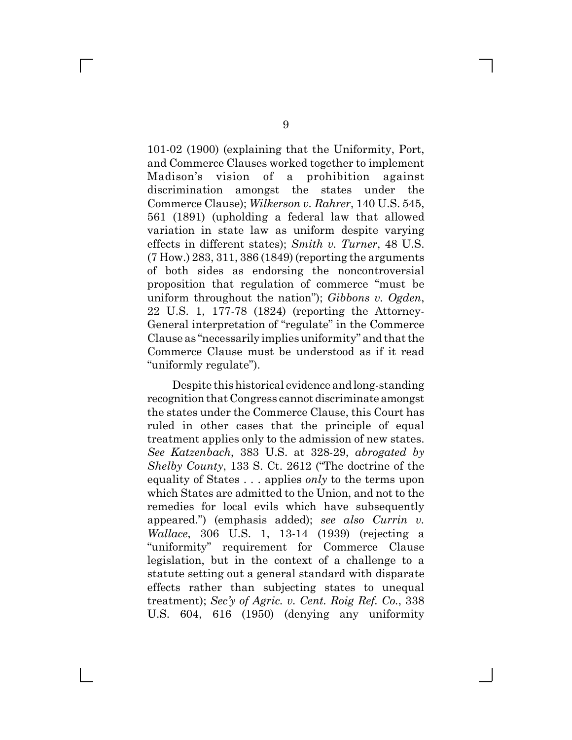101-02 (1900) (explaining that the Uniformity, Port, and Commerce Clauses worked together to implement Madison's vision of a prohibition against discrimination amongst the states under the Commerce Clause); *Wilkerson v. Rahrer*, 140 U.S. 545, 561 (1891) (upholding a federal law that allowed variation in state law as uniform despite varying effects in different states); *Smith v. Turner*, 48 U.S. (7 How.) 283, 311, 386 (1849) (reporting the arguments of both sides as endorsing the noncontroversial proposition that regulation of commerce "must be uniform throughout the nation"); *Gibbons v. Ogden*, 22 U.S. 1, 177-78 (1824) (reporting the Attorney-General interpretation of "regulate" in the Commerce Clause as "necessarily implies uniformity" and that the Commerce Clause must be understood as if it read "uniformly regulate").

Despite this historical evidence and long-standing recognition that Congress cannot discriminate amongst the states under the Commerce Clause, this Court has ruled in other cases that the principle of equal treatment applies only to the admission of new states. *See Katzenbach*, 383 U.S. at 328-29, *abrogated by Shelby County*, 133 S. Ct. 2612 ("The doctrine of the equality of States . . . applies *only* to the terms upon which States are admitted to the Union, and not to the remedies for local evils which have subsequently appeared.") (emphasis added); *see also Currin v. Wallace*, 306 U.S. 1, 13-14 (1939) (rejecting a "uniformity" requirement for Commerce Clause legislation, but in the context of a challenge to a statute setting out a general standard with disparate effects rather than subjecting states to unequal treatment); *Sec'y of Agric. v. Cent. Roig Ref. Co.*, 338 U.S. 604, 616 (1950) (denying any uniformity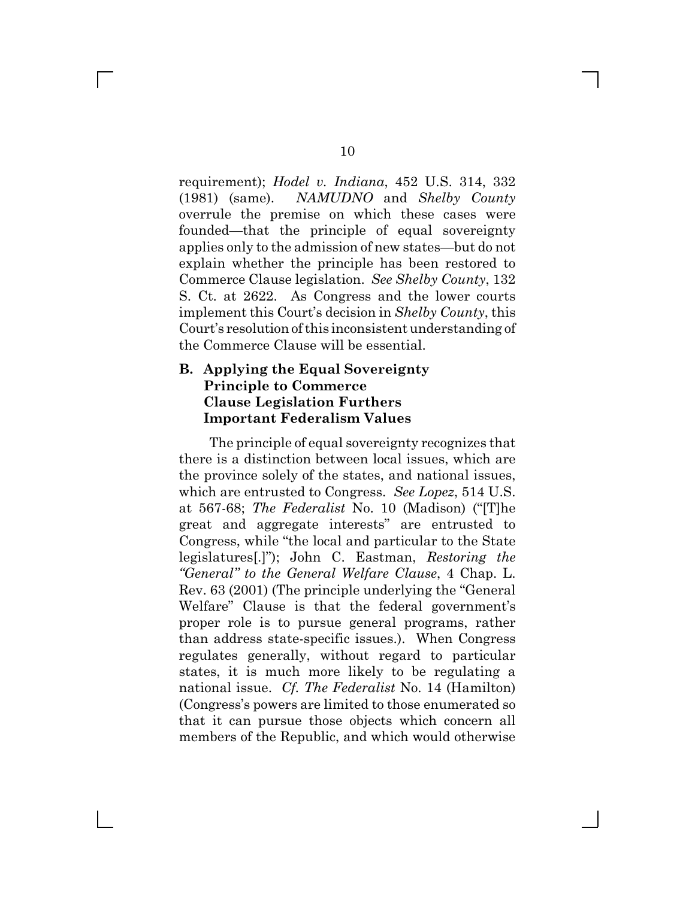requirement); *Hodel v. Indiana*, 452 U.S. 314, 332 (1981) (same). *NAMUDNO* and *Shelby County* overrule the premise on which these cases were founded—that the principle of equal sovereignty applies only to the admission of new states—but do not explain whether the principle has been restored to Commerce Clause legislation. *See Shelby County*, 132 S. Ct. at 2622. As Congress and the lower courts implement this Court's decision in *Shelby County*, this Court's resolution of this inconsistent understanding of the Commerce Clause will be essential.

## B. Applying the Equal Sovereignty Principle to Commerce Clause Legislation Furthers Important Federalism Values

The principle of equal sovereignty recognizes that there is a distinction between local issues, which are the province solely of the states, and national issues, which are entrusted to Congress. *See Lopez*, 514 U.S. at 567-68; *The Federalist* No. 10 (Madison) ("[T]he great and aggregate interests" are entrusted to Congress, while "the local and particular to the State legislatures[.]"); John C. Eastman, *Restoring the "General" to the General Welfare Clause*, 4 Chap. L. Rev. 63 (2001) (The principle underlying the "General Welfare" Clause is that the federal government's proper role is to pursue general programs, rather than address state-specific issues.). When Congress regulates generally, without regard to particular states, it is much more likely to be regulating a national issue. *Cf. The Federalist* No. 14 (Hamilton) (Congress's powers are limited to those enumerated so that it can pursue those objects which concern all members of the Republic, and which would otherwise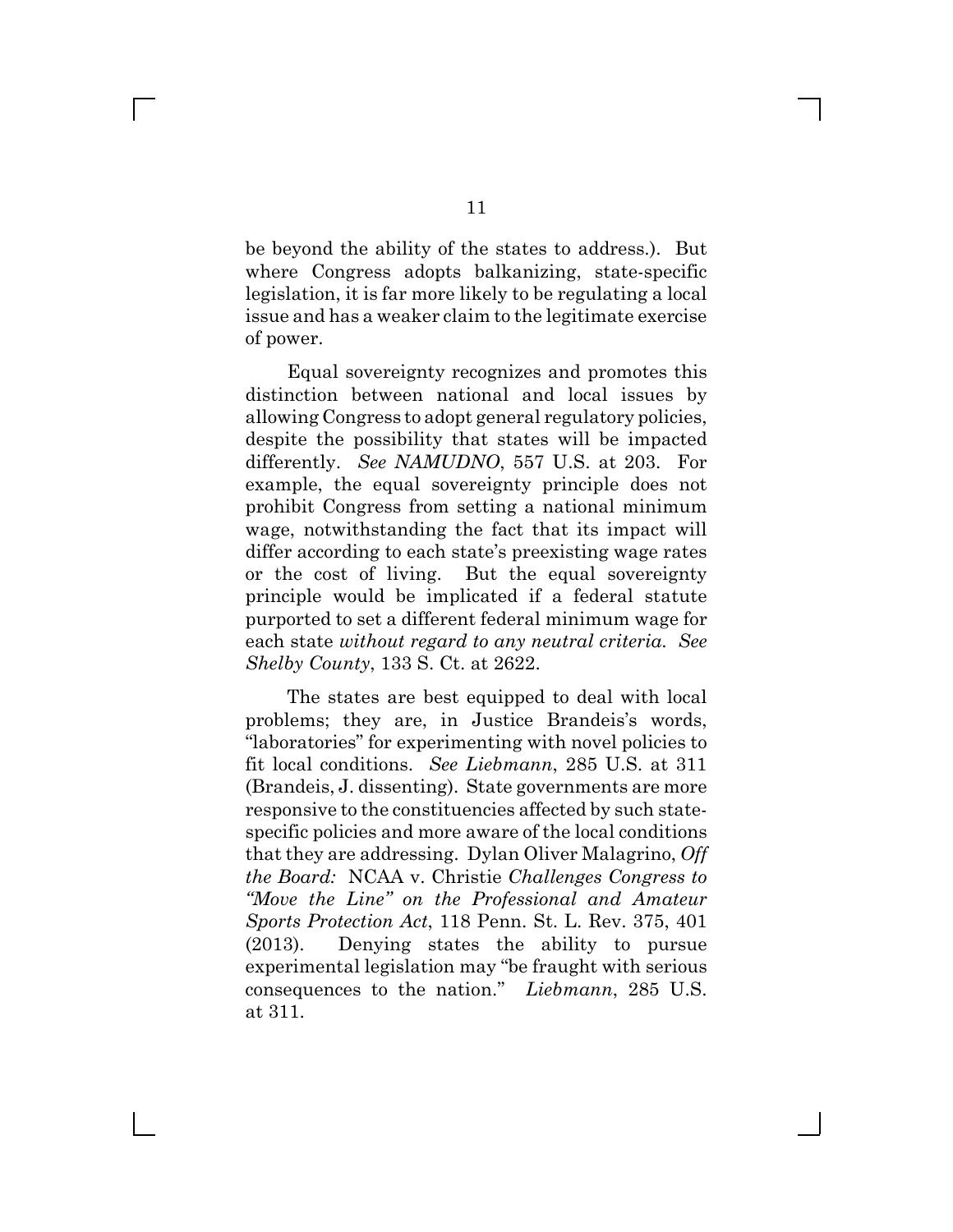be beyond the ability of the states to address.). But where Congress adopts balkanizing, state-specific legislation, it is far more likely to be regulating a local issue and has a weaker claim to the legitimate exercise of power.

Equal sovereignty recognizes and promotes this distinction between national and local issues by allowing Congress to adopt general regulatory policies, despite the possibility that states will be impacted differently. *See NAMUDNO*, 557 U.S. at 203. For example, the equal sovereignty principle does not prohibit Congress from setting a national minimum wage, notwithstanding the fact that its impact will differ according to each state's preexisting wage rates or the cost of living. But the equal sovereignty principle would be implicated if a federal statute purported to set a different federal minimum wage for each state *without regard to any neutral criteria*. *See Shelby County*, 133 S. Ct. at 2622.

The states are best equipped to deal with local problems; they are, in Justice Brandeis's words, "laboratories" for experimenting with novel policies to fit local conditions. *See Liebmann*, 285 U.S. at 311 (Brandeis, J. dissenting). State governments are more responsive to the constituencies affected by such state-specific policies and more aware of the local conditions that they are addressing. Dylan Oliver Malagrino, *Off the Board:* NCAA v. Christie *Challenges Congress to "Move the Line" on the Professional and Amateur Sports Protection Act*, 118 Penn. St. L. Rev. 375, 401 (2013). Denying states the ability to pursue experimental legislation may "be fraught with serious consequences to the nation." *Liebmann*, 285 U.S. at 311.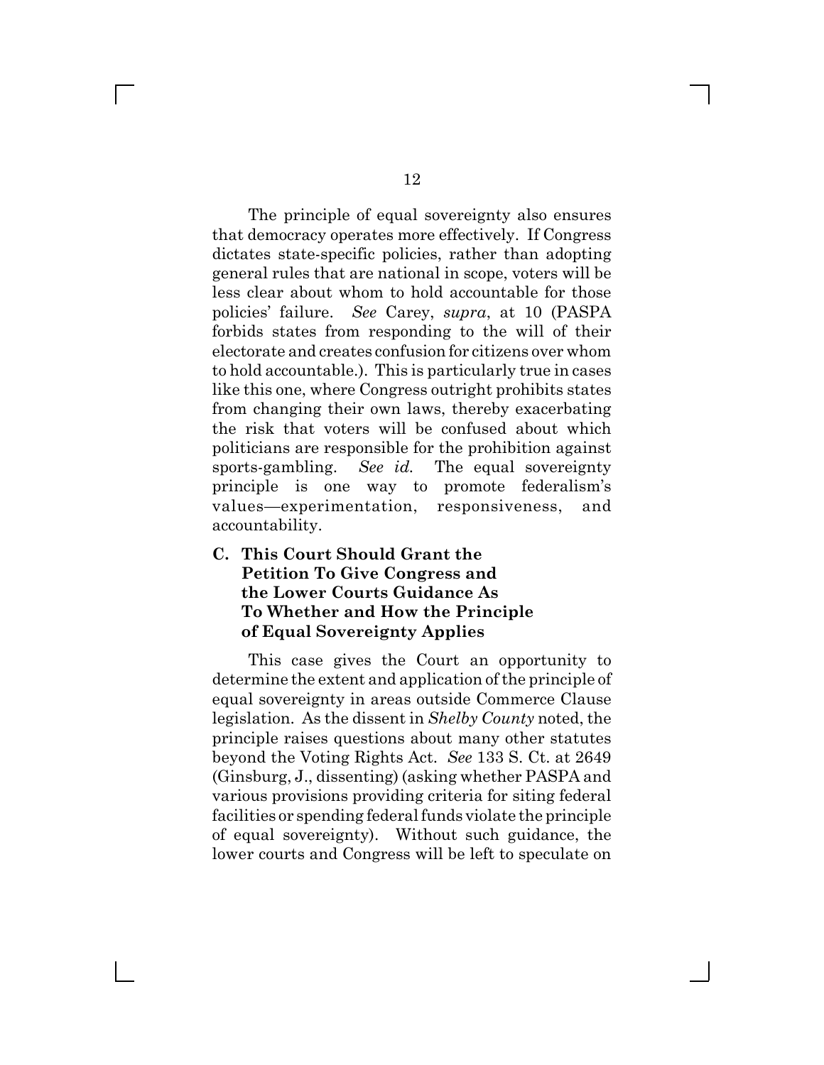The principle of equal sovereignty also ensures that democracy operates more effectively. If Congress dictates state-specific policies, rather than adopting general rules that are national in scope, voters will be less clear about whom to hold accountable for those policies' failure. *See* Carey, *supra*, at 10 (PASPA forbids states from responding to the will of their electorate and creates confusion for citizens over whom to hold accountable.). This is particularly true in cases like this one, where Congress outright prohibits states from changing their own laws, thereby exacerbating the risk that voters will be confused about which politicians are responsible for the prohibition against sports-gambling. *See id.* The equal sovereignty principle is one way to promote federalism's values—experimentation, responsiveness, and accountability.

### C. This Court Should Grant the Petition To Give Congress and the Lower Courts Guidance As To Whether and How the Principle of Equal Sovereignty Applies

This case gives the Court an opportunity to determine the extent and application of the principle of equal sovereignty in areas outside Commerce Clause legislation. As the dissent in *Shelby County* noted, the principle raises questions about many other statutes beyond the Voting Rights Act. *See* 133 S. Ct. at 2649 (Ginsburg, J., dissenting) (asking whether PASPA and various provisions providing criteria for siting federal facilities or spending federal funds violate the principle of equal sovereignty). Without such guidance, the lower courts and Congress will be left to speculate on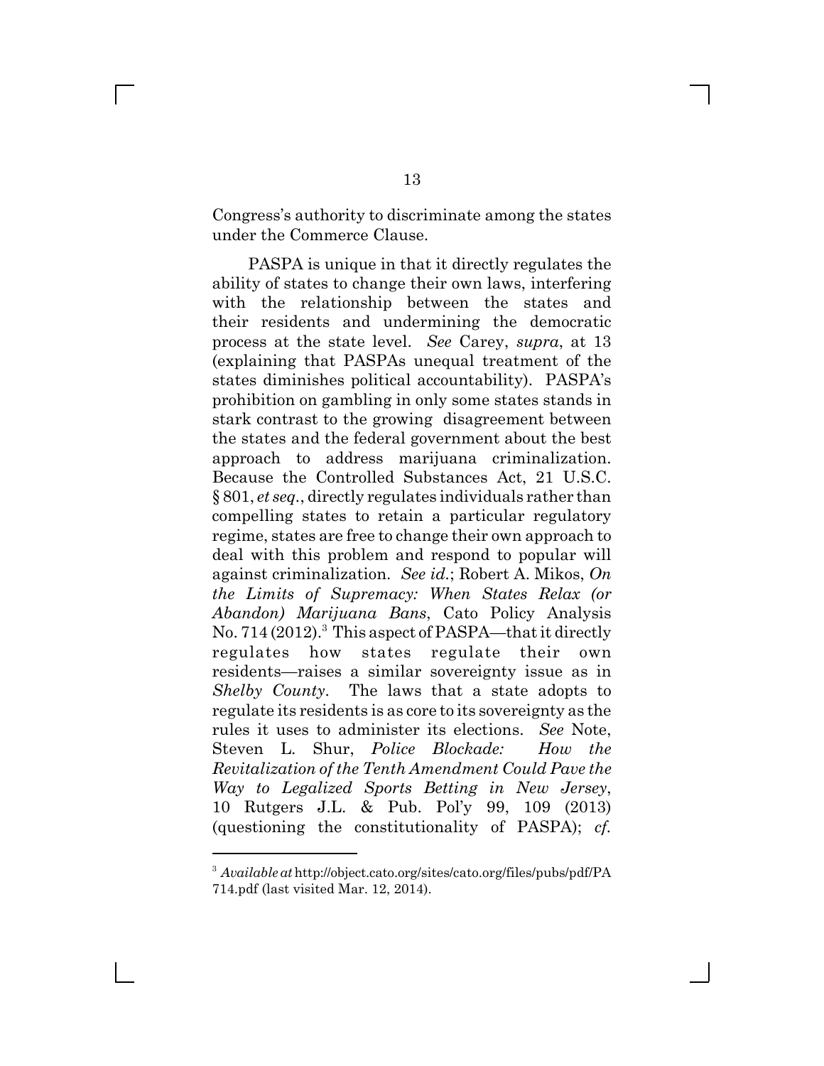Congress's authority to discriminate among the states under the Commerce Clause.

PASPA is unique in that it directly regulates the ability of states to change their own laws, interfering with the relationship between the states and their residents and undermining the democratic process at the state level. *See* Carey, *supra*, at 13 (explaining that PASPAs unequal treatment of the states diminishes political accountability). PASPA's prohibition on gambling in only some states stands in stark contrast to the growing disagreement between the states and the federal government about the best approach to address marijuana criminalization. Because the Controlled Substances Act, 21 U.S.C. § 801, *et seq.*, directly regulates individuals rather than compelling states to retain a particular regulatory regime, states are free to change their own approach to deal with this problem and respond to popular will against criminalization. *See id.*; Robert A. Mikos, *On the Limits of Supremacy: When States Relax (or Abandon) Marijuana Bans*, Cato Policy Analysis No. 714 (2012).[3] This aspect of PASPA—that it directly regulates how states regulate their own residents—raises a similar sovereignty issue as in *Shelby County*. The laws that a state adopts to regulate its residents is as core to its sovereignty as the rules it uses to administer its elections. *See* Note, Steven L. Shur, *Police Blockade: How the Revitalization of the Tenth Amendment Could Pave the Way to Legalized Sports Betting in New Jersey*, 10 Rutgers J.L. & Pub. Pol'y 99, 109 (2013) (questioning the constitutionality of PASPA); *cf.*

[3] *Available at* http://object.cato.org/sites/cato.org/files/pubs/pdf/PA714.pdf (last visited Mar. 12, 2014).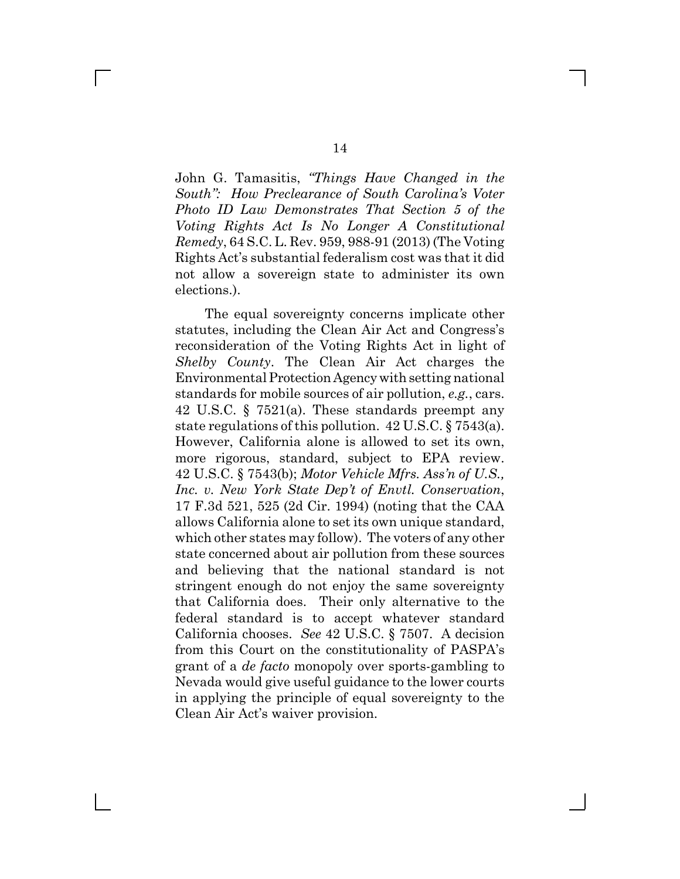John G. Tamasitis, *"Things Have Changed in the South": How Preclearance of South Carolina's Voter Photo ID Law Demonstrates That Section 5 of the Voting Rights Act Is No Longer A Constitutional Remedy*, 64 S.C. L. Rev. 959, 988-91 (2013) (The Voting Rights Act's substantial federalism cost was that it did not allow a sovereign state to administer its own elections.).

The equal sovereignty concerns implicate other statutes, including the Clean Air Act and Congress's reconsideration of the Voting Rights Act in light of *Shelby County*. The Clean Air Act charges the Environmental Protection Agency with setting national standards for mobile sources of air pollution, *e.g.*, cars. 42 U.S.C. § 7521(a). These standards preempt any state regulations of this pollution. 42 U.S.C. § 7543(a). However, California alone is allowed to set its own, more rigorous, standard, subject to EPA review. 42 U.S.C. § 7543(b); *Motor Vehicle Mfrs. Ass'n of U.S., Inc. v. New York State Dep't of Envtl. Conservation*, 17 F.3d 521, 525 (2d Cir. 1994) (noting that the CAA allows California alone to set its own unique standard, which other states may follow). The voters of any other state concerned about air pollution from these sources and believing that the national standard is not stringent enough do not enjoy the same sovereignty that California does. Their only alternative to the federal standard is to accept whatever standard California chooses. *See* 42 U.S.C. § 7507. A decision from this Court on the constitutionality of PASPA's grant of a *de facto* monopoly over sports-gambling to Nevada would give useful guidance to the lower courts in applying the principle of equal sovereignty to the Clean Air Act's waiver provision.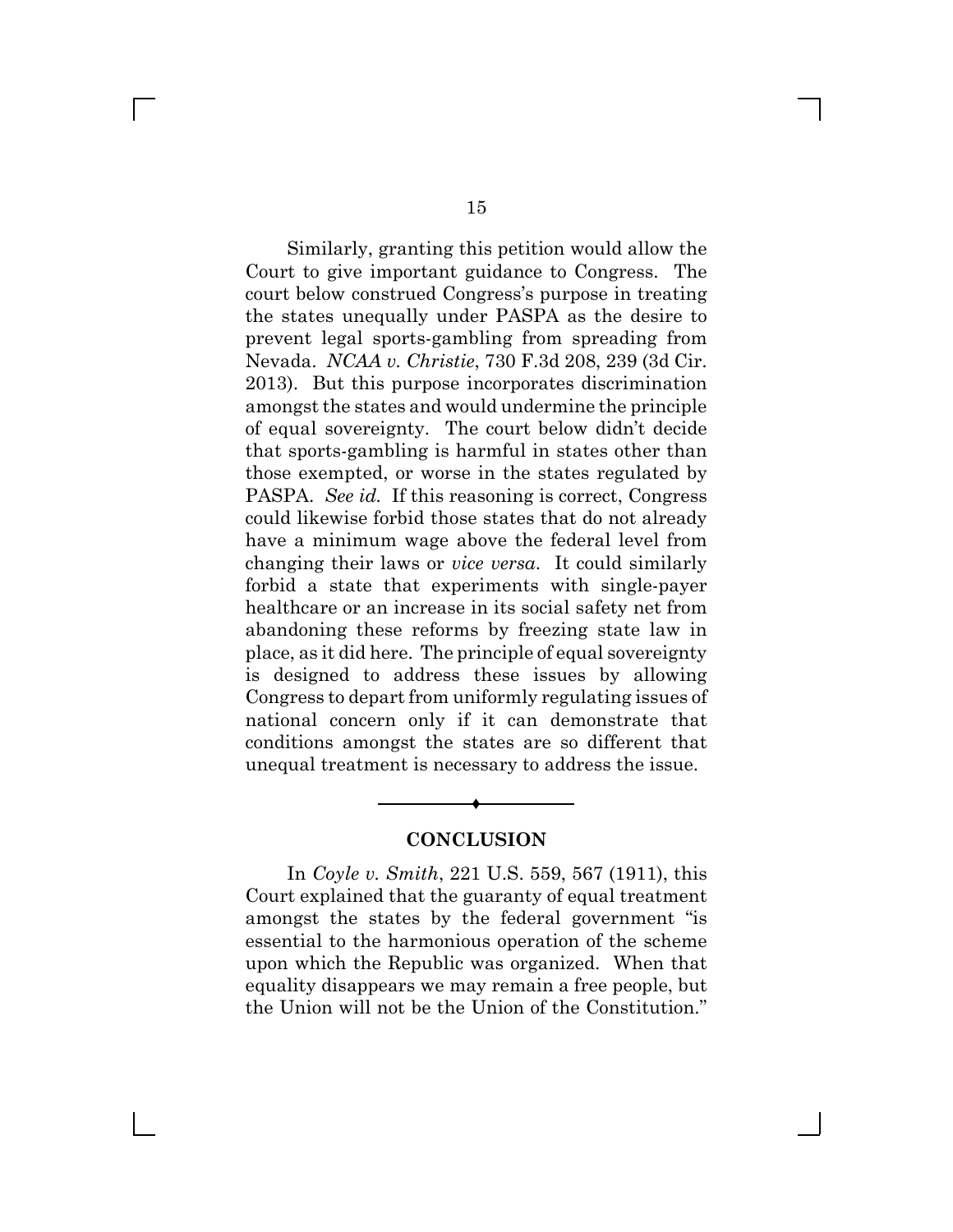Similarly, granting this petition would allow the Court to give important guidance to Congress. The court below construed Congress's purpose in treating the states unequally under PASPA as the desire to prevent legal sports-gambling from spreading from Nevada. *NCAA v. Christie*, 730 F.3d 208, 239 (3d Cir. 2013). But this purpose incorporates discrimination amongst the states and would undermine the principle of equal sovereignty. The court below didn't decide that sports-gambling is harmful in states other than those exempted, or worse in the states regulated by PASPA. *See id.* If this reasoning is correct, Congress could likewise forbid those states that do not already have a minimum wage above the federal level from changing their laws or *vice versa*. It could similarly forbid a state that experiments with single-payer healthcare or an increase in its social safety net from abandoning these reforms by freezing state law in place, as it did here. The principle of equal sovereignty is designed to address these issues by allowing Congress to depart from uniformly regulating issues of national concern only if it can demonstrate that conditions amongst the states are so different that unequal treatment is necessary to address the issue.

## CONCLUSION

In *Coyle v. Smith*, 221 U.S. 559, 567 (1911), this Court explained that the guaranty of equal treatment amongst the states by the federal government "is essential to the harmonious operation of the scheme upon which the Republic was organized. When that equality disappears we may remain a free people, but the Union will not be the Union of the Constitution."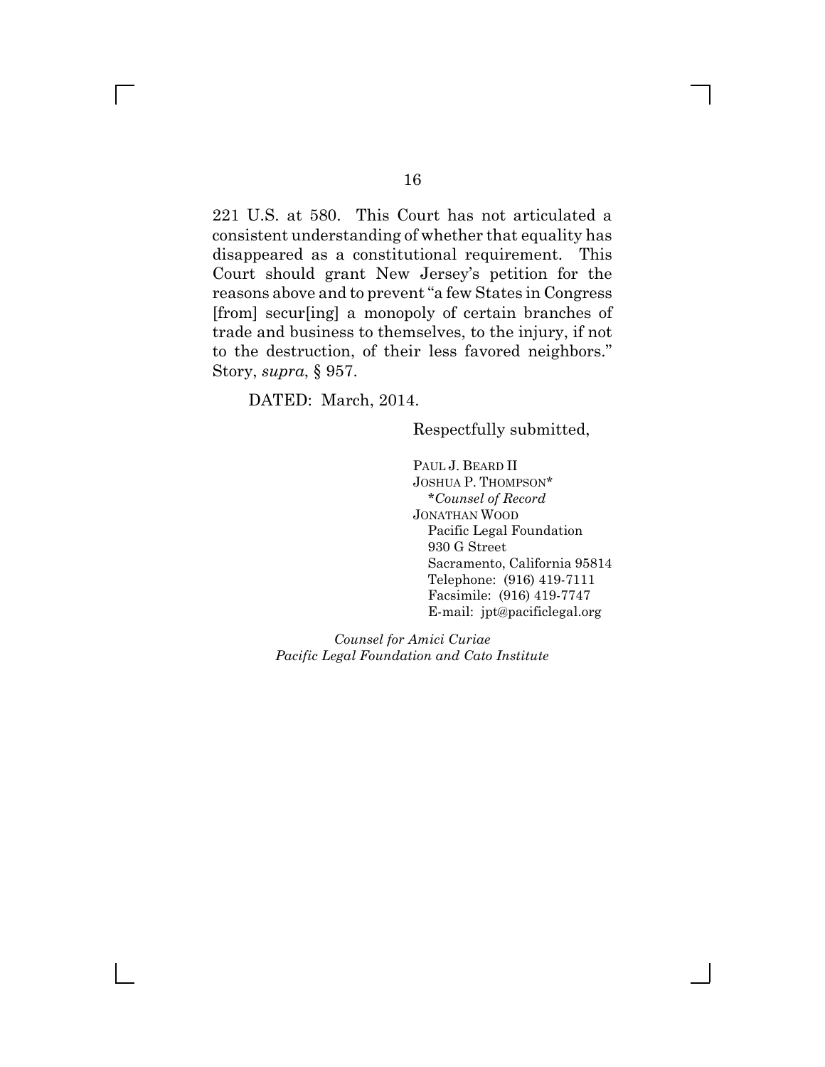221 U.S. at 580. This Court has not articulated a consistent understanding of whether that equality has disappeared as a constitutional requirement. This Court should grant New Jersey's petition for the reasons above and to prevent "a few States in Congress [from] secur[ing] a monopoly of certain branches of trade and business to themselves, to the injury, if not to the destruction, of their less favored neighbors." Story, *supra*, § 957.

DATED: March, 2014.

Respectfully submitted,

PAUL J. BEARD II
JOSHUA P. THOMPSON*
*\*Counsel of Record*
JONATHAN WOOD
Pacific Legal Foundation
930 G Street
Sacramento, California 95814
Telephone: (916) 419-7111
Facsimile: (916) 419-7747
E-mail: jpt@pacificlegal.org

*Counsel for Amici Curiae*
*Pacific Legal Foundation and Cato Institute*